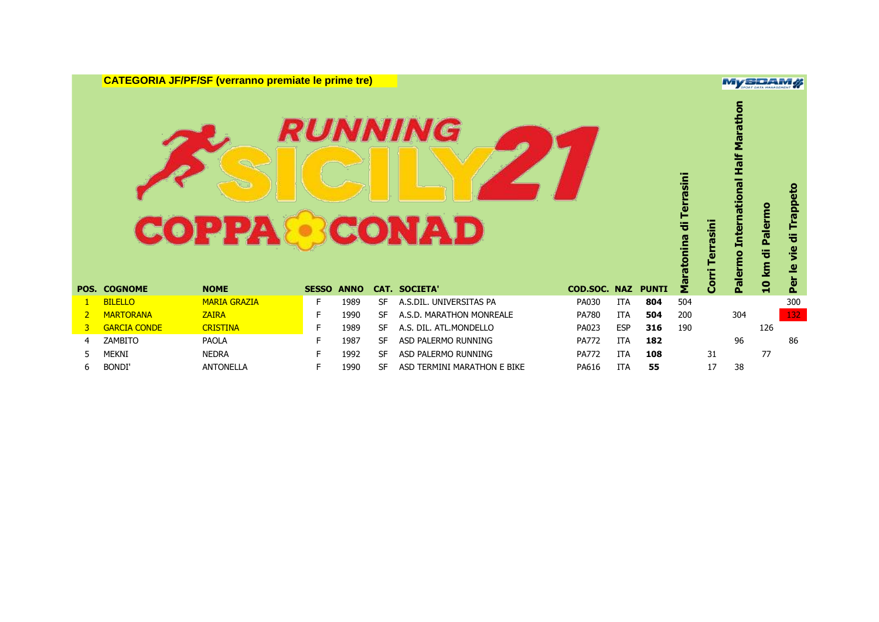**CATEGORIA JF/PF/SF (verranno premiate le prime tre)**

RUNNING SICILY 21

COPPA CONAD

| POS. | COGNOME | NOME | SESSO | ANNO | CAT. | SOCIETA' | COD.SOC. | NAZ | PUNTI | Maratonina di Terrasini | Corri Terrasini | Palermo International Half Marathon | 10 km di Palermo | Per le vie di Trappeto |
|---|---|---|---|---|---|---|---|---|---|---|---|---|---|---|
| 1 | BILELLO | MARIA GRAZIA | F | 1989 | SF | A.S.DIL. UNIVERSITAS PA | PA030 | ITA | **804** | 504 | | | | 300 |
| 2 | MARTORANA | ZAIRA | F | 1990 | SF | A.S.D. MARATHON MONREALE | PA780 | ITA | **504** | 200 | | 304 | | 132 |
| 3 | GARCIA CONDE | CRISTINA | F | 1989 | SF | A.S. DIL. ATL.MONDELLO | PA023 | ESP | **316** | 190 | | | 126 | |
| 4 | ZAMBITO | PAOLA | F | 1987 | SF | ASD PALERMO RUNNING | PA772 | ITA | **182** | | | 96 | | 86 |
| 5 | MEKNI | NEDRA | F | 1992 | SF | ASD PALERMO RUNNING | PA772 | ITA | **108** | | 31 | | 77 | |
| 6 | BONDI' | ANTONELLA | F | 1990 | SF | ASD TERMINI MARATHON E BIKE | PA616 | ITA | **55** | | 17 | 38 | | |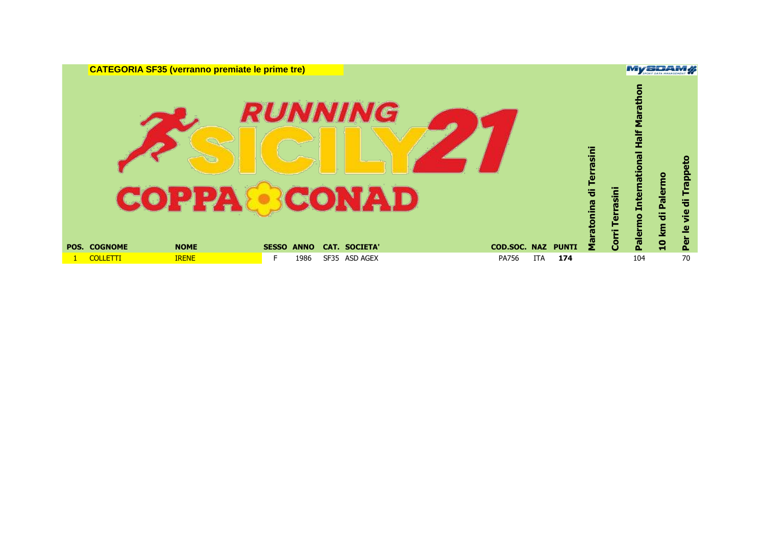**CATEGORIA SF35 (verranno premiate le prime tre)**

RUNNING SICILY 21 COPPA CONAD

| POS. | COGNOME | NOME | SESSO | ANNO | CAT. | SOCIETA' | COD.SOC. | NAZ | PUNTI | Maratonina di Terrasini | Corri Terrasini | Palermo International Half Marathon | 10 km di Palermo | Per le vie di Trappeto |
|---|---|---|---|---|---|---|---|---|---|---|---|---|---|---|
| 1 | COLLETTI | IRENE | F | 1986 | SF35 | ASD AGEX | PA756 | ITA | **174** | | | 104 | | 70 |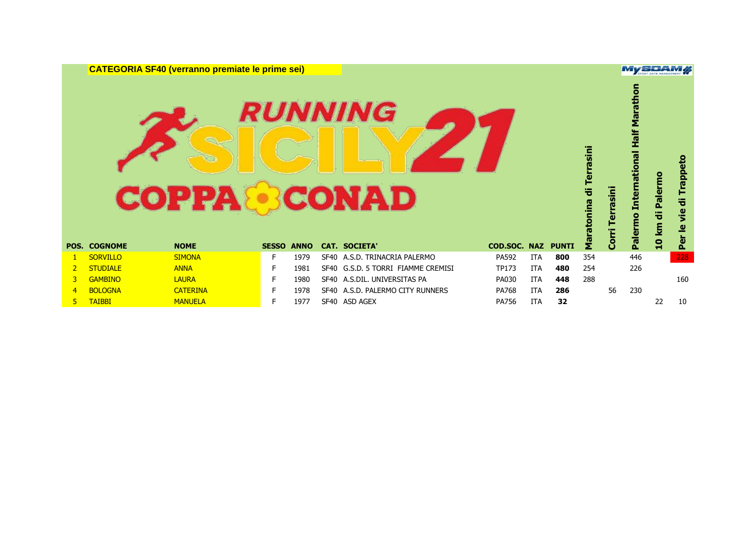**CATEGORIA SF40 (verranno premiate le prime sei)**

RUNNING SICILY 21 COPPA CONAD

| POS. | COGNOME | NOME | SESSO | ANNO | CAT. | SOCIETA' | COD.SOC. | NAZ | PUNTI | Maratonina di Terrasini | Corri Terrasini | Palermo International Half Marathon | 10 km di Palermo | Per le vie di Trappeto |
|---|---|---|---|---|---|---|---|---|---|---|---|---|---|---|
| 1 | SORVILLO | SIMONA | F | 1979 | SF40 | A.S.D. TRINACRIA PALERMO | PA592 | ITA | **800** | 354 | | 446 | | 228 |
| 2 | STUDIALE | ANNA | F | 1981 | SF40 | G.S.D. 5 TORRI FIAMME CREMISI | TP173 | ITA | **480** | 254 | | 226 | | |
| 3 | GAMBINO | LAURA | F | 1980 | SF40 | A.S.DIL. UNIVERSITAS PA | PA030 | ITA | **448** | 288 | | | | 160 |
| 4 | BOLOGNA | CATERINA | F | 1978 | SF40 | A.S.D. PALERMO CITY RUNNERS | PA768 | ITA | **286** | | 56 | 230 | | |
| 5 | TAIBBI | MANUELA | F | 1977 | SF40 | ASD AGEX | PA756 | ITA | **32** | | | | 22 | 10 |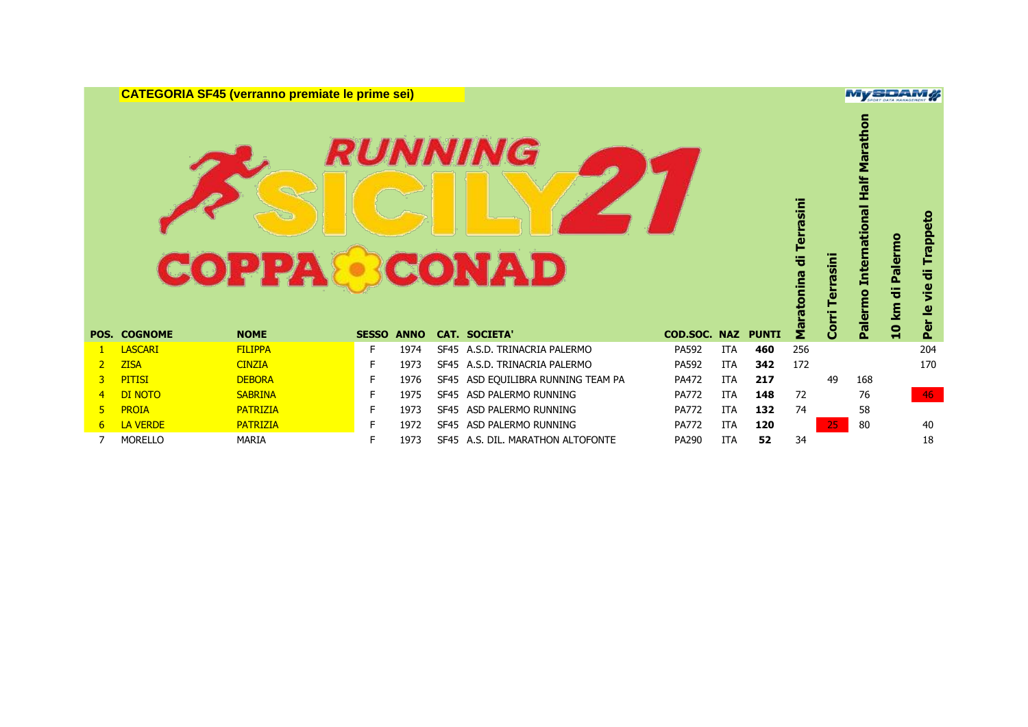**CATEGORIA SF45 (verranno premiate le prime sei)**

RUNNING SICILY 21

COPPA CONAD

| POS. | COGNOME | NOME | SESSO | ANNO | CAT. | SOCIETA' | COD.SOC. | NAZ | PUNTI | Maratonina di Terrasini | Corri Terrasini | Palermo International Half Marathon | 10 km di Palermo | Per le vie di Trappeto |
|---|---|---|---|---|---|---|---|---|---|---|---|---|---|---|
| 1 | LASCARI | FILIPPA | F | 1974 | SF45 | A.S.D. TRINACRIA PALERMO | PA592 | ITA | **460** | 256 | | | | 204 |
| 2 | ZISA | CINZIA | F | 1973 | SF45 | A.S.D. TRINACRIA PALERMO | PA592 | ITA | **342** | 172 | | | | 170 |
| 3 | PITISI | DEBORA | F | 1976 | SF45 | ASD EQUILIBRA RUNNING TEAM PA | PA472 | ITA | **217** | | 49 | 168 | | |
| 4 | DI NOTO | SABRINA | F | 1975 | SF45 | ASD PALERMO RUNNING | PA772 | ITA | **148** | 72 | | 76 | | 46 |
| 5 | PROIA | PATRIZIA | F | 1973 | SF45 | ASD PALERMO RUNNING | PA772 | ITA | **132** | 74 | | 58 | | |
| 6 | LA VERDE | PATRIZIA | F | 1972 | SF45 | ASD PALERMO RUNNING | PA772 | ITA | **120** | | 25 | 80 | | 40 |
| 7 | MORELLO | MARIA | F | 1973 | SF45 | A.S. DIL. MARATHON ALTOFONTE | PA290 | ITA | **52** | 34 | | | | 18 |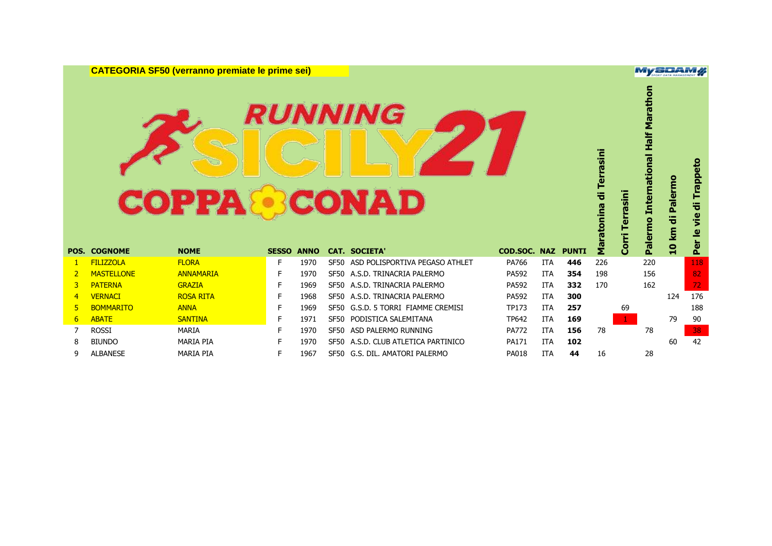**CATEGORIA SF50 (verranno premiate le prime sei)**

RUNNING SICILY21 COPPA CONAD

| POS. | COGNOME | NOME | SESSO | ANNO | CAT. | SOCIETA' | COD.SOC. | NAZ | PUNTI | Maratonina di Terrasini | Corri Terrasini | Palermo International Half Marathon | 10 km di Palermo | Per le vie di Trappeto |
|---|---|---|---|---|---|---|---|---|---|---|---|---|---|---|
| 1 | FILIZZOLA | FLORA | F | 1970 | SF50 | ASD POLISPORTIVA PEGASO ATHLET | PA766 | ITA | **446** | 226 | | 220 | | 118 |
| 2 | MASTELLONE | ANNAMARIA | F | 1970 | SF50 | A.S.D. TRINACRIA PALERMO | PA592 | ITA | **354** | 198 | | 156 | | 82 |
| 3 | PATERNA | GRAZIA | F | 1969 | SF50 | A.S.D. TRINACRIA PALERMO | PA592 | ITA | **332** | 170 | | 162 | | 72 |
| 4 | VERNACI | ROSA RITA | F | 1968 | SF50 | A.S.D. TRINACRIA PALERMO | PA592 | ITA | **300** | | | | 124 | 176 |
| 5 | BOMMARITO | ANNA | F | 1969 | SF50 | G.S.D. 5 TORRI FIAMME CREMISI | TP173 | ITA | **257** | | 69 | | | 188 |
| 6 | ABATE | SANTINA | F | 1971 | SF50 | PODISTICA SALEMITANA | TP642 | ITA | **169** | | 1 | | 79 | 90 |
| 7 | ROSSI | MARIA | F | 1970 | SF50 | ASD PALERMO RUNNING | PA772 | ITA | **156** | 78 | | 78 | | 38 |
| 8 | BIUNDO | MARIA PIA | F | 1970 | SF50 | A.S.D. CLUB ATLETICA PARTINICO | PA171 | ITA | **102** | | | | 60 | 42 |
| 9 | ALBANESE | MARIA PIA | F | 1967 | SF50 | G.S. DIL. AMATORI PALERMO | PA018 | ITA | **44** | 16 | | 28 | | |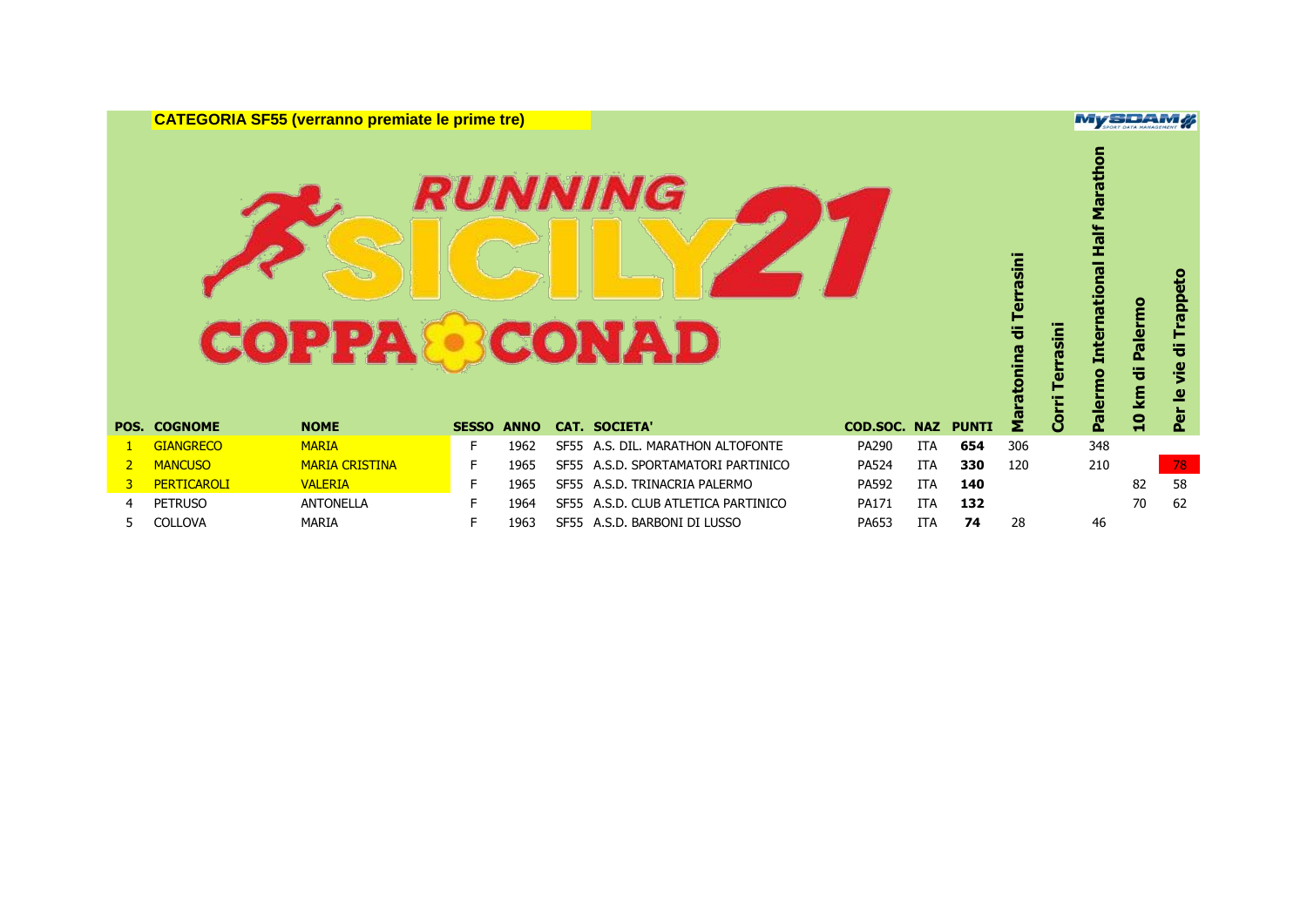**CATEGORIA SF55 (verranno premiate le prime tre)**

RUNNING SICILY 21 COPPA CONAD

| POS. | COGNOME | NOME | SESSO | ANNO | CAT. | SOCIETA' | COD.SOC. | NAZ | PUNTI | Maratonina di Terrasini | Corri Terrasini | Palermo International Half Marathon | 10 km di Palermo | Per le vie di Trappeto |
|---|---|---|---|---|---|---|---|---|---|---|---|---|---|---|
| 1 | GIANGRECO | MARIA | F | 1962 | SF55 | A.S. DIL. MARATHON ALTOFONTE | PA290 | ITA | **654** | 306 | | 348 | | |
| 2 | MANCUSO | MARIA CRISTINA | F | 1965 | SF55 | A.S.D. SPORTAMATORI PARTINICO | PA524 | ITA | **330** | 120 | | 210 | | 78 |
| 3 | PERTICAROLI | VALERIA | F | 1965 | SF55 | A.S.D. TRINACRIA PALERMO | PA592 | ITA | **140** | | | | 82 | 58 |
| 4 | PETRUSO | ANTONELLA | F | 1964 | SF55 | A.S.D. CLUB ATLETICA PARTINICO | PA171 | ITA | **132** | | | | 70 | 62 |
| 5 | COLLOVA | MARIA | F | 1963 | SF55 | A.S.D. BARBONI DI LUSSO | PA653 | ITA | **74** | 28 | | 46 | | |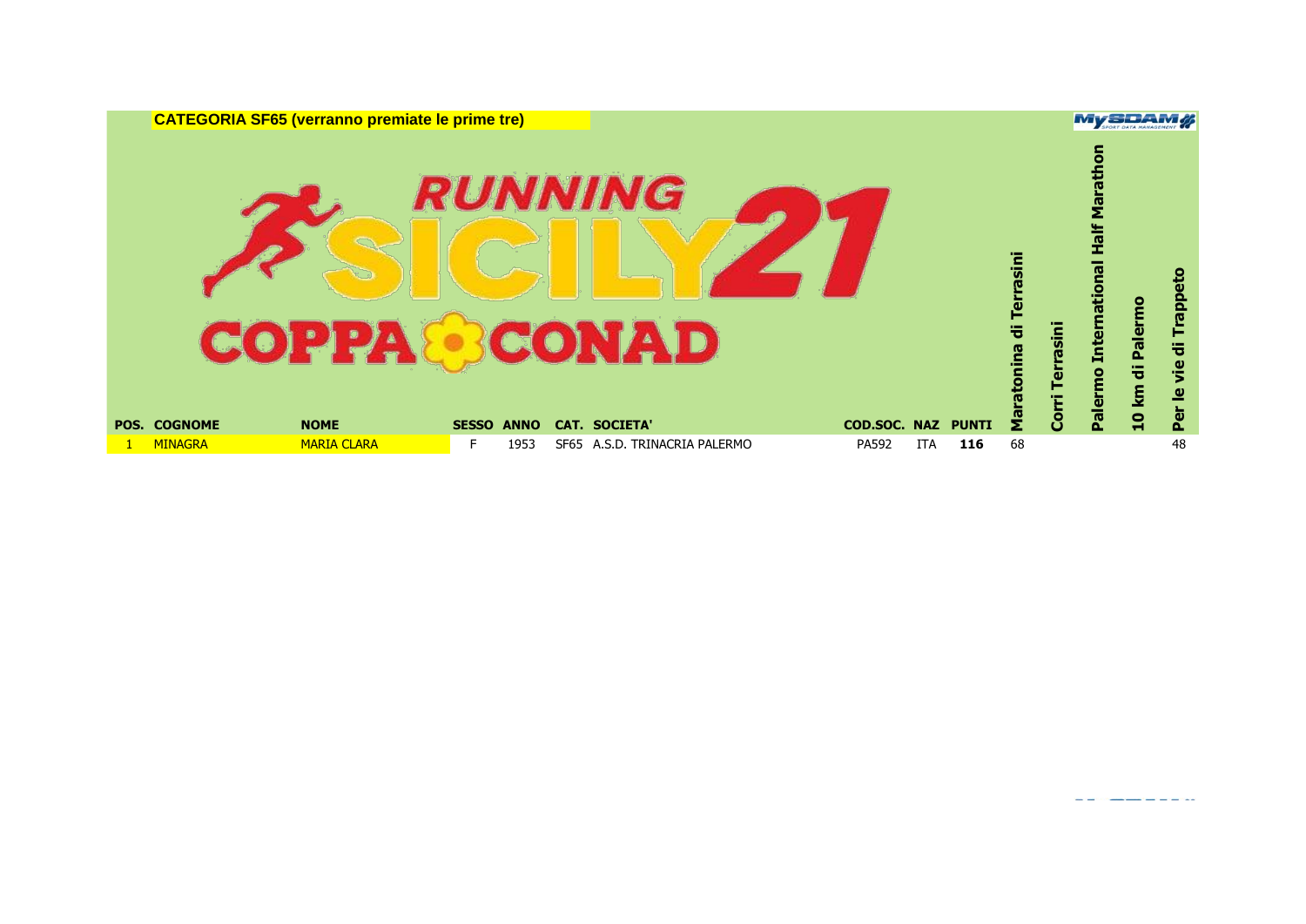**CATEGORIA SF65 (verranno premiate le prime tre)**

RUNNING SICILY 21

COPPA CONAD

| POS. | COGNOME | NOME | SESSO | ANNO | CAT. | SOCIETA' | COD.SOC. | NAZ | PUNTI | Maratonina di Terrasini | Corri Terrasini | Palermo International Half Marathon | 10 km di Palermo | Per le vie di Trappeto |
|---|---|---|---|---|---|---|---|---|---|---|---|---|---|---|
| 1 | MINAGRA | MARIA CLARA | F | 1953 | SF65 | A.S.D. TRINACRIA PALERMO | PA592 | ITA | **116** | 68 | | | | 48 |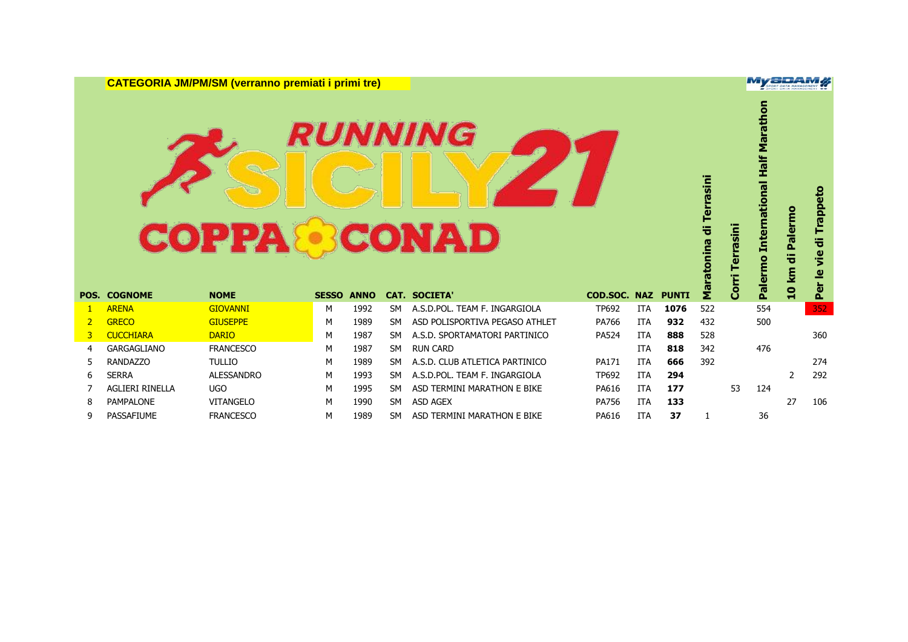**CATEGORIA JM/PM/SM (verranno premiati i primi tre)**

RUNNING SICILY 21 COPPA CONAD

| POS. | COGNOME | NOME | SESSO | ANNO | CAT. | SOCIETA' | COD.SOC. | NAZ | PUNTI | Maratonina di Terrasini | Corri Terrasini | Palermo International Half Marathon | 10 km di Palermo | Per le vie di Trappeto |
|---|---|---|---|---|---|---|---|---|---|---|---|---|---|---|
| 1 | ARENA | GIOVANNI | M | 1992 | SM | A.S.D.POL. TEAM F. INGARGIOLA | TP692 | ITA | **1076** | 522 | | 554 | | 352 |
| 2 | GRECO | GIUSEPPE | M | 1989 | SM | ASD POLISPORTIVA PEGASO ATHLET | PA766 | ITA | **932** | 432 | | 500 | | |
| 3 | CUCCHIARA | DARIO | M | 1987 | SM | A.S.D. SPORTAMATORI PARTINICO | PA524 | ITA | **888** | 528 | | | | 360 |
| 4 | GARGAGLIANO | FRANCESCO | M | 1987 | SM | RUN CARD | | ITA | **818** | 342 | | 476 | | |
| 5 | RANDAZZO | TULLIO | M | 1989 | SM | A.S.D. CLUB ATLETICA PARTINICO | PA171 | ITA | **666** | 392 | | | | 274 |
| 6 | SERRA | ALESSANDRO | M | 1993 | SM | A.S.D.POL. TEAM F. INGARGIOLA | TP692 | ITA | **294** | | | | 2 | 292 |
| 7 | AGLIERI RINELLA | UGO | M | 1995 | SM | ASD TERMINI MARATHON E BIKE | PA616 | ITA | **177** | | 53 | 124 | | |
| 8 | PAMPALONE | VITANGELO | M | 1990 | SM | ASD AGEX | PA756 | ITA | **133** | | | | 27 | 106 |
| 9 | PASSAFIUME | FRANCESCO | M | 1989 | SM | ASD TERMINI MARATHON E BIKE | PA616 | ITA | **37** | 1 | | 36 | | |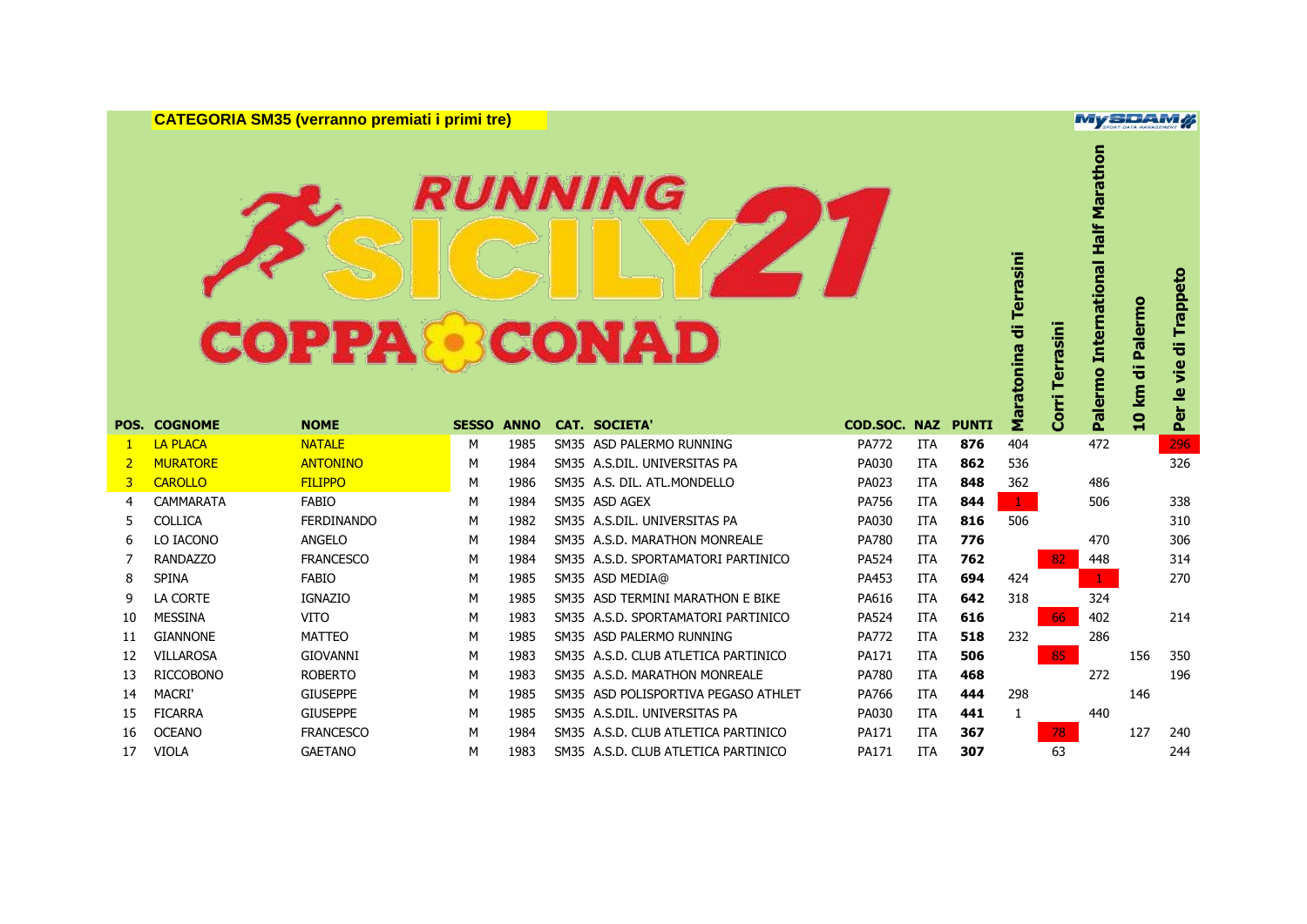**CATEGORIA SM35 (verranno premiati i primi tre)**

# RUNNING SICILY21 COPPA CONAD

| POS. | COGNOME | NOME | SESSO | ANNO | CAT. | SOCIETA' | COD.SOC. | NAZ | PUNTI | Maratonina di Terrasini | Corri Terrasini | Palermo International Half Marathon | 10 km di Palermo | Per le vie di Trappeto |
|---|---|---|---|---|---|---|---|---|---|---|---|---|---|---|
| 1 | LA PLACA | NATALE | M | 1985 | SM35 | ASD PALERMO RUNNING | PA772 | ITA | **876** | 404 | | 472 | | 296 |
| 2 | MURATORE | ANTONINO | M | 1984 | SM35 | A.S.DIL. UNIVERSITAS PA | PA030 | ITA | **862** | 536 | | | | 326 |
| 3 | CAROLLO | FILIPPO | M | 1986 | SM35 | A.S. DIL. ATL.MONDELLO | PA023 | ITA | **848** | 362 | | 486 | | |
| 4 | CAMMARATA | FABIO | M | 1984 | SM35 | ASD AGEX | PA756 | ITA | **844** | 1 | | 506 | | 338 |
| 5 | COLLICA | FERDINANDO | M | 1982 | SM35 | A.S.DIL. UNIVERSITAS PA | PA030 | ITA | **816** | 506 | | | | 310 |
| 6 | LO IACONO | ANGELO | M | 1984 | SM35 | A.S.D. MARATHON MONREALE | PA780 | ITA | **776** | | | 470 | | 306 |
| 7 | RANDAZZO | FRANCESCO | M | 1984 | SM35 | A.S.D. SPORTAMATORI PARTINICO | PA524 | ITA | **762** | | 82 | 448 | | 314 |
| 8 | SPINA | FABIO | M | 1985 | SM35 | ASD MEDIA@ | PA453 | ITA | **694** | 424 | | 1 | | 270 |
| 9 | LA CORTE | IGNAZIO | M | 1985 | SM35 | ASD TERMINI MARATHON E BIKE | PA616 | ITA | **642** | 318 | | 324 | | |
| 10 | MESSINA | VITO | M | 1983 | SM35 | A.S.D. SPORTAMATORI PARTINICO | PA524 | ITA | **616** | | 66 | 402 | | 214 |
| 11 | GIANNONE | MATTEO | M | 1985 | SM35 | ASD PALERMO RUNNING | PA772 | ITA | **518** | 232 | | 286 | | |
| 12 | VILLAROSA | GIOVANNI | M | 1983 | SM35 | A.S.D. CLUB ATLETICA PARTINICO | PA171 | ITA | **506** | | 85 | | 156 | 350 |
| 13 | RICCOBONO | ROBERTO | M | 1983 | SM35 | A.S.D. MARATHON MONREALE | PA780 | ITA | **468** | | | 272 | | 196 |
| 14 | MACRI' | GIUSEPPE | M | 1985 | SM35 | ASD POLISPORTIVA PEGASO ATHLET | PA766 | ITA | **444** | 298 | | | 146 | |
| 15 | FICARRA | GIUSEPPE | M | 1985 | SM35 | A.S.DIL. UNIVERSITAS PA | PA030 | ITA | **441** | 1 | | 440 | | |
| 16 | OCEANO | FRANCESCO | M | 1984 | SM35 | A.S.D. CLUB ATLETICA PARTINICO | PA171 | ITA | **367** | | 78 | | 127 | 240 |
| 17 | VIOLA | GAETANO | M | 1983 | SM35 | A.S.D. CLUB ATLETICA PARTINICO | PA171 | ITA | **307** | | 63 | | | 244 |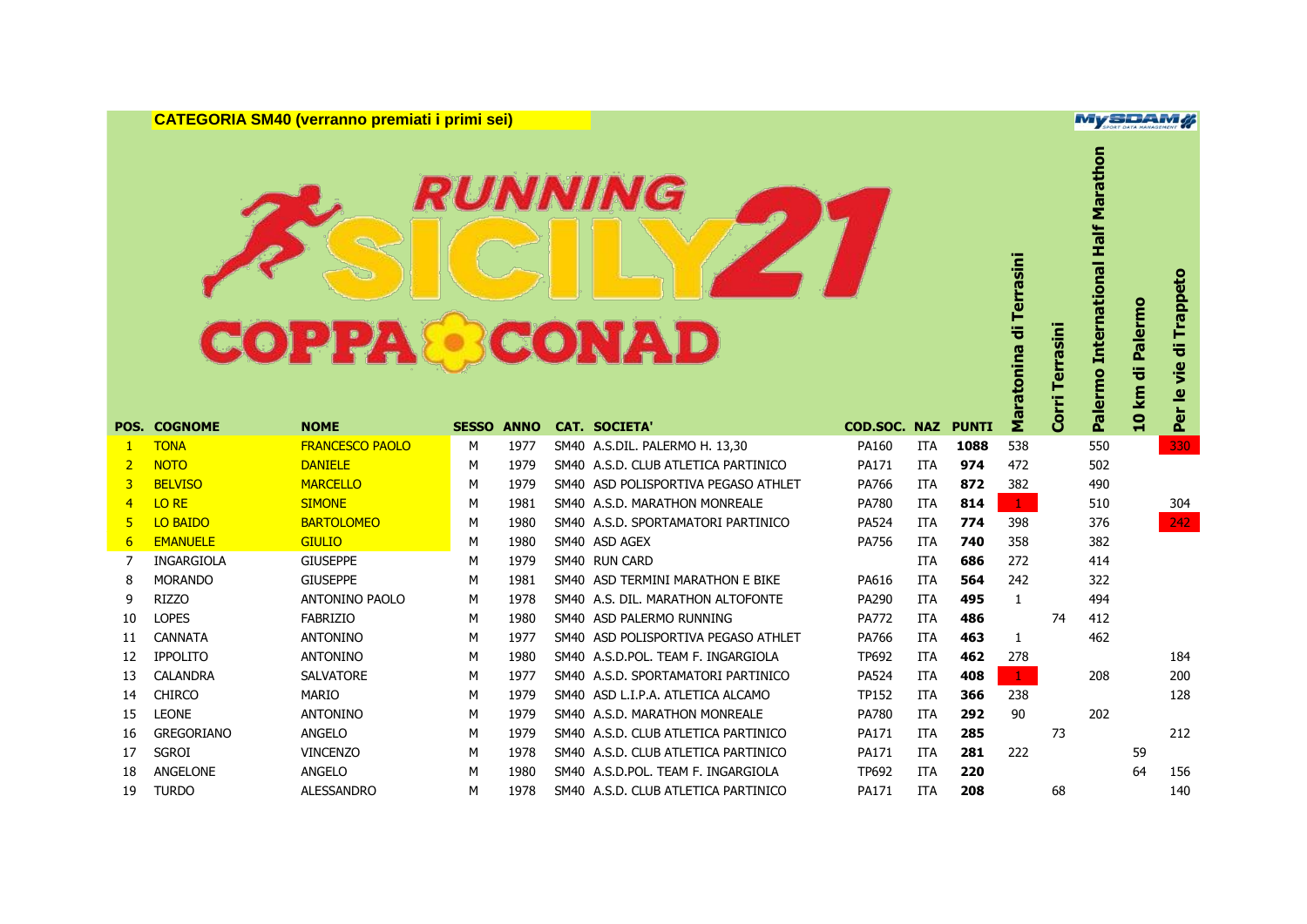**CATEGORIA SM40 (verranno premiati i primi sei)**

RUNNING SICILY21 COPPA CONAD

| POS. | COGNOME | NOME | SESSO | ANNO | CAT. | SOCIETA' | COD.SOC. | NAZ | PUNTI | Maratonina di Terrasini | Corri Terrasini | Palermo International Half Marathon | 10 km di Palermo | Per le vie di Trappeto |
|---|---|---|---|---|---|---|---|---|---|---|---|---|---|---|
| 1 | TONA | FRANCESCO PAOLO | M | 1977 | SM40 | A.S.DIL. PALERMO H. 13,30 | PA160 | ITA | **1088** | 538 | | 550 | | 330 |
| 2 | NOTO | DANIELE | M | 1979 | SM40 | A.S.D. CLUB ATLETICA PARTINICO | PA171 | ITA | **974** | 472 | | 502 | | |
| 3 | BELVISO | MARCELLO | M | 1979 | SM40 | ASD POLISPORTIVA PEGASO ATHLET | PA766 | ITA | **872** | 382 | | 490 | | |
| 4 | LO RE | SIMONE | M | 1981 | SM40 | A.S.D. MARATHON MONREALE | PA780 | ITA | **814** | 1 | | 510 | | 304 |
| 5 | LO BAIDO | BARTOLOMEO | M | 1980 | SM40 | A.S.D. SPORTAMATORI PARTINICO | PA524 | ITA | **774** | 398 | | 376 | | 242 |
| 6 | EMANUELE | GIULIO | M | 1980 | SM40 | ASD AGEX | PA756 | ITA | **740** | 358 | | 382 | | |
| 7 | INGARGIOLA | GIUSEPPE | M | 1979 | SM40 | RUN CARD | | ITA | **686** | 272 | | 414 | | |
| 8 | MORANDO | GIUSEPPE | M | 1981 | SM40 | ASD TERMINI MARATHON E BIKE | PA616 | ITA | **564** | 242 | | 322 | | |
| 9 | RIZZO | ANTONINO PAOLO | M | 1978 | SM40 | A.S. DIL. MARATHON ALTOFONTE | PA290 | ITA | **495** | 1 | | 494 | | |
| 10 | LOPES | FABRIZIO | M | 1980 | SM40 | ASD PALERMO RUNNING | PA772 | ITA | **486** | | 74 | 412 | | |
| 11 | CANNATA | ANTONINO | M | 1977 | SM40 | ASD POLISPORTIVA PEGASO ATHLET | PA766 | ITA | **463** | 1 | | 462 | | |
| 12 | IPPOLITO | ANTONINO | M | 1980 | SM40 | A.S.D.POL. TEAM F. INGARGIOLA | TP692 | ITA | **462** | 278 | | | | 184 |
| 13 | CALANDRA | SALVATORE | M | 1977 | SM40 | A.S.D. SPORTAMATORI PARTINICO | PA524 | ITA | **408** | 1 | | 208 | | 200 |
| 14 | CHIRCO | MARIO | M | 1979 | SM40 | ASD L.I.P.A. ATLETICA ALCAMO | TP152 | ITA | **366** | 238 | | | | 128 |
| 15 | LEONE | ANTONINO | M | 1979 | SM40 | A.S.D. MARATHON MONREALE | PA780 | ITA | **292** | 90 | | 202 | | |
| 16 | GREGORIANO | ANGELO | M | 1979 | SM40 | A.S.D. CLUB ATLETICA PARTINICO | PA171 | ITA | **285** | | 73 | | | 212 |
| 17 | SGROI | VINCENZO | M | 1978 | SM40 | A.S.D. CLUB ATLETICA PARTINICO | PA171 | ITA | **281** | 222 | | | 59 | |
| 18 | ANGELONE | ANGELO | M | 1980 | SM40 | A.S.D.POL. TEAM F. INGARGIOLA | TP692 | ITA | **220** | | | | 64 | 156 |
| 19 | TURDO | ALESSANDRO | M | 1978 | SM40 | A.S.D. CLUB ATLETICA PARTINICO | PA171 | ITA | **208** | | 68 | | | 140 |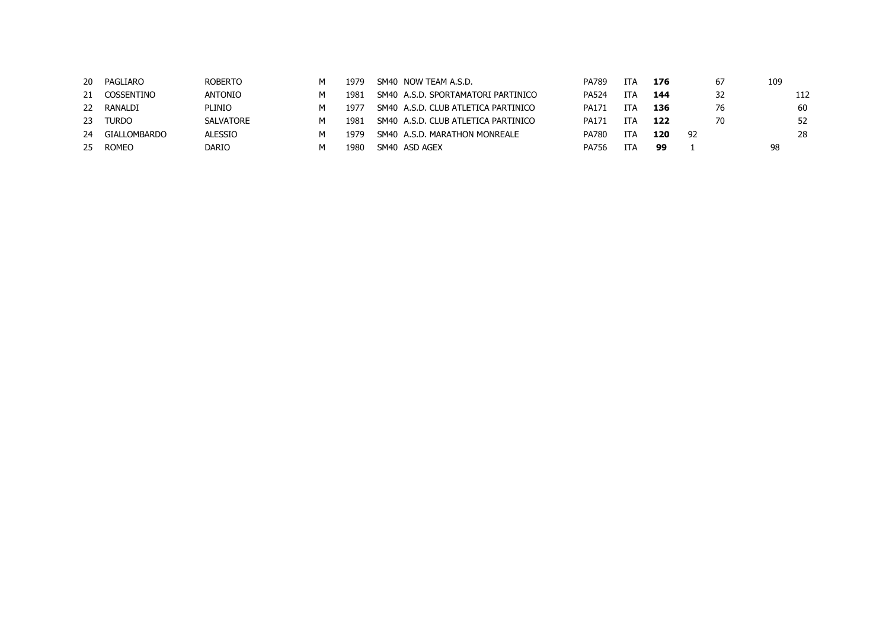| | | | | | | | | | | | | | |
|---|---|---|---|---|---|---|---|---|---|---|---|---|---|
| 20 | PAGLIARO | ROBERTO | M | 1979 | SM40 | NOW TEAM A.S.D. | PA789 | ITA | **176** | | 67 | 109 | |
| 21 | COSSENTINO | ANTONIO | M | 1981 | SM40 | A.S.D. SPORTAMATORI PARTINICO | PA524 | ITA | **144** | | 32 | | 112 |
| 22 | RANALDI | PLINIO | M | 1977 | SM40 | A.S.D. CLUB ATLETICA PARTINICO | PA171 | ITA | **136** | | 76 | | 60 |
| 23 | TURDO | SALVATORE | M | 1981 | SM40 | A.S.D. CLUB ATLETICA PARTINICO | PA171 | ITA | **122** | | 70 | | 52 |
| 24 | GIALLOMBARDO | ALESSIO | M | 1979 | SM40 | A.S.D. MARATHON MONREALE | PA780 | ITA | **120** | 92 | | | 28 |
| 25 | ROMEO | DARIO | M | 1980 | SM40 | ASD AGEX | PA756 | ITA | **99** | 1 | | 98 | |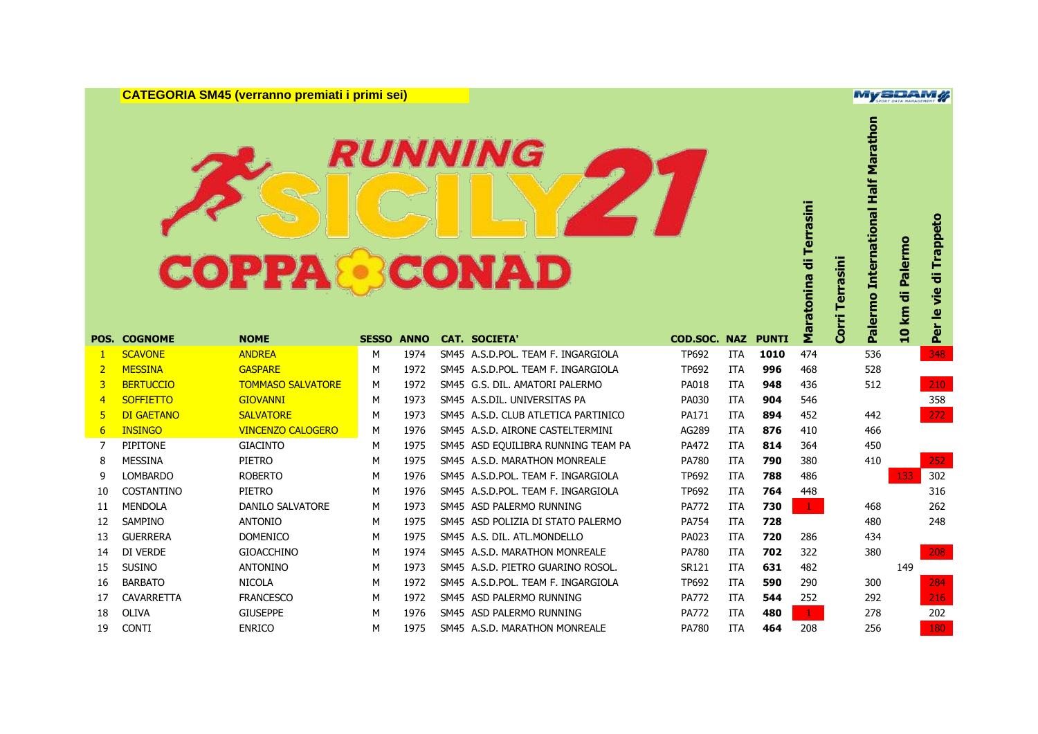**CATEGORIA SM45 (verranno premiati i primi sei)**

RUNNING SICILY21

COPPA CONAD

| POS. | COGNOME | NOME | SESSO | ANNO | CAT. | SOCIETA' | COD.SOC. | NAZ | PUNTI | Maratonina di Terrasini | Corri Terrasini | Palermo International Half Marathon | 10 km di Palermo | Per le vie di Trappeto |
|---|---|---|---|---|---|---|---|---|---|---|---|---|---|---|
| 1 | SCAVONE | ANDREA | M | 1974 | SM45 | A.S.D.POL. TEAM F. INGARGIOLA | TP692 | ITA | **1010** | 474 | | 536 | | 348 |
| 2 | MESSINA | GASPARE | M | 1972 | SM45 | A.S.D.POL. TEAM F. INGARGIOLA | TP692 | ITA | **996** | 468 | | 528 | | |
| 3 | BERTUCCIO | TOMMASO SALVATORE | M | 1972 | SM45 | G.S. DIL. AMATORI PALERMO | PA018 | ITA | **948** | 436 | | 512 | | 210 |
| 4 | SOFFIETTO | GIOVANNI | M | 1973 | SM45 | A.S.DIL. UNIVERSITAS PA | PA030 | ITA | **904** | 546 | | | | 358 |
| 5 | DI GAETANO | SALVATORE | M | 1973 | SM45 | A.S.D. CLUB ATLETICA PARTINICO | PA171 | ITA | **894** | 452 | | 442 | | 272 |
| 6 | INSINGO | VINCENZO CALOGERO | M | 1976 | SM45 | A.S.D. AIRONE CASTELTERMINI | AG289 | ITA | **876** | 410 | | 466 | | |
| 7 | PIPITONE | GIACINTO | M | 1975 | SM45 | ASD EQUILIBRA RUNNING TEAM PA | PA472 | ITA | **814** | 364 | | 450 | | |
| 8 | MESSINA | PIETRO | M | 1975 | SM45 | A.S.D. MARATHON MONREALE | PA780 | ITA | **790** | 380 | | 410 | | 252 |
| 9 | LOMBARDO | ROBERTO | M | 1976 | SM45 | A.S.D.POL. TEAM F. INGARGIOLA | TP692 | ITA | **788** | 486 | | | 133 | 302 |
| 10 | COSTANTINO | PIETRO | M | 1976 | SM45 | A.S.D.POL. TEAM F. INGARGIOLA | TP692 | ITA | **764** | 448 | | | | 316 |
| 11 | MENDOLA | DANILO SALVATORE | M | 1973 | SM45 | ASD PALERMO RUNNING | PA772 | ITA | **730** | 1 | | 468 | | 262 |
| 12 | SAMPINO | ANTONIO | M | 1975 | SM45 | ASD POLIZIA DI STATO PALERMO | PA754 | ITA | **728** | | | 480 | | 248 |
| 13 | GUERRERA | DOMENICO | M | 1975 | SM45 | A.S. DIL. ATL.MONDELLO | PA023 | ITA | **720** | 286 | | 434 | | |
| 14 | DI VERDE | GIOACCHINO | M | 1974 | SM45 | A.S.D. MARATHON MONREALE | PA780 | ITA | **702** | 322 | | 380 | | 208 |
| 15 | SUSINO | ANTONINO | M | 1973 | SM45 | A.S.D. PIETRO GUARINO ROSOL. | SR121 | ITA | **631** | 482 | | | 149 | |
| 16 | BARBATO | NICOLA | M | 1972 | SM45 | A.S.D.POL. TEAM F. INGARGIOLA | TP692 | ITA | **590** | 290 | | 300 | | 284 |
| 17 | CAVARRETTA | FRANCESCO | M | 1972 | SM45 | ASD PALERMO RUNNING | PA772 | ITA | **544** | 252 | | 292 | | 216 |
| 18 | OLIVA | GIUSEPPE | M | 1976 | SM45 | ASD PALERMO RUNNING | PA772 | ITA | **480** | 1 | | 278 | | 202 |
| 19 | CONTI | ENRICO | M | 1975 | SM45 | A.S.D. MARATHON MONREALE | PA780 | ITA | **464** | 208 | | 256 | | 180 |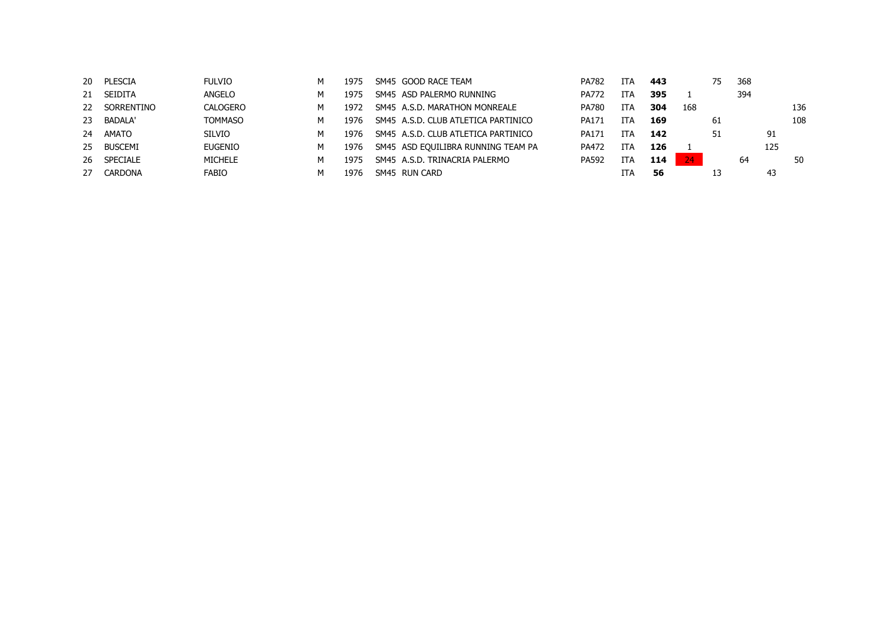| | | | | | | | | | | | | | | |
|---|---|---|---|---|---|---|---|---|---|---|---|---|---|---|
| 20 | PLESCIA | FULVIO | M | 1975 | SM45 | GOOD RACE TEAM | PA782 | ITA | **443** | | 75 | 368 | | |
| 21 | SEIDITA | ANGELO | M | 1975 | SM45 | ASD PALERMO RUNNING | PA772 | ITA | **395** | 1 | | 394 | | |
| 22 | SORRENTINO | CALOGERO | M | 1972 | SM45 | A.S.D. MARATHON MONREALE | PA780 | ITA | **304** | 168 | | | | 136 |
| 23 | BADALA' | TOMMASO | M | 1976 | SM45 | A.S.D. CLUB ATLETICA PARTINICO | PA171 | ITA | **169** | | 61 | | | 108 |
| 24 | AMATO | SILVIO | M | 1976 | SM45 | A.S.D. CLUB ATLETICA PARTINICO | PA171 | ITA | **142** | | 51 | | 91 | |
| 25 | BUSCEMI | EUGENIO | M | 1976 | SM45 | ASD EQUILIBRA RUNNING TEAM PA | PA472 | ITA | **126** | 1 | | | 125 | |
| 26 | SPECIALE | MICHELE | M | 1975 | SM45 | A.S.D. TRINACRIA PALERMO | PA592 | ITA | **114** | 24 | | 64 | | 50 |
| 27 | CARDONA | FABIO | M | 1976 | SM45 | RUN CARD | | ITA | **56** | | 13 | | 43 | |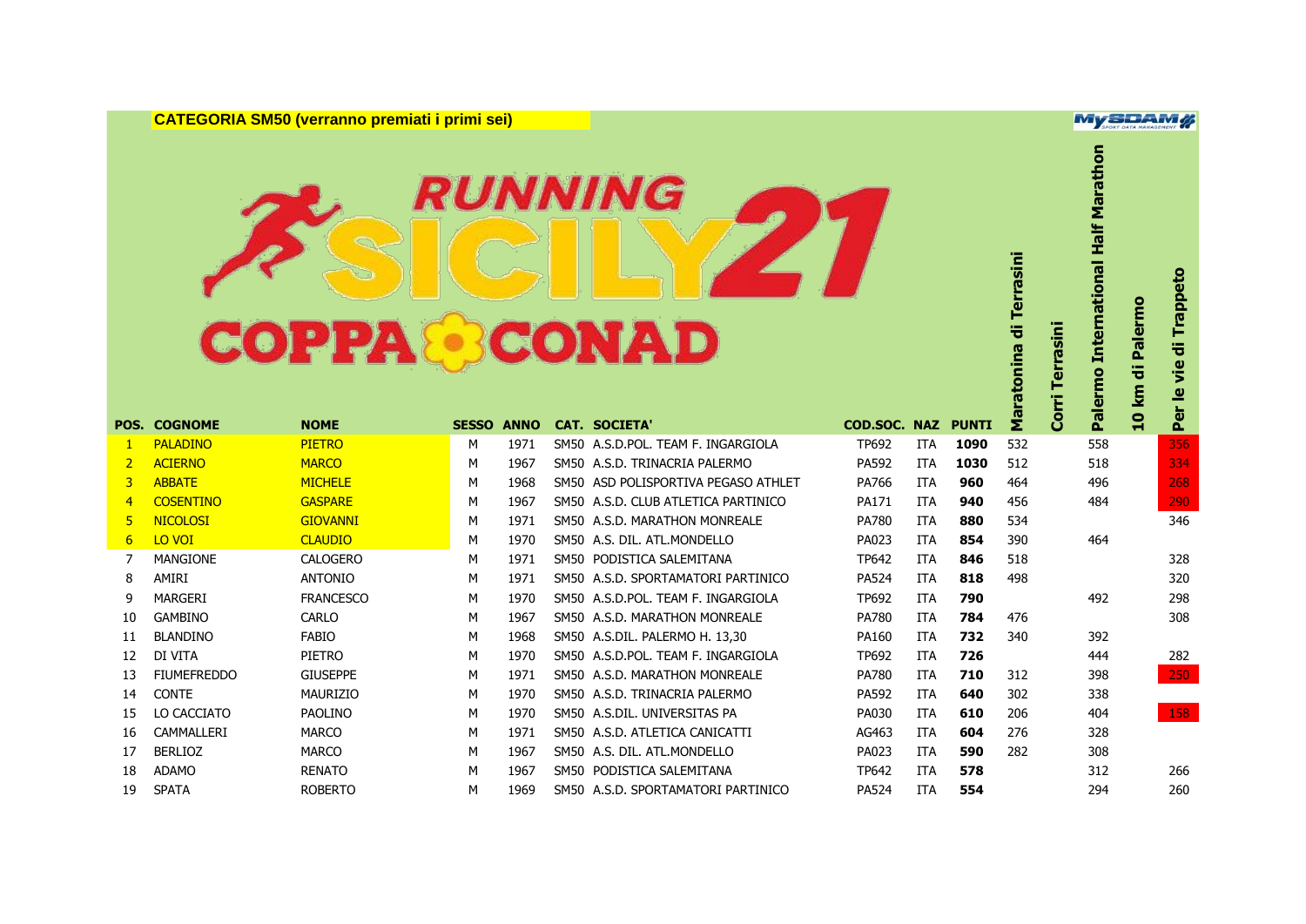**CATEGORIA SM50 (verranno premiati i primi sei)**

RUNNING SICILY 21

COPPA CONAD

| POS. | COGNOME | NOME | SESSO | ANNO | CAT. | SOCIETA' | COD.SOC. | NAZ | PUNTI | Maratonina di Terrasini | Corri Terrasini | Palermo International Half Marathon | 10 km di Palermo | Per le vie di Trappeto |
|---|---|---|---|---|---|---|---|---|---|---|---|---|---|---|
| 1 | PALADINO | PIETRO | M | 1971 | SM50 | A.S.D.POL. TEAM F. INGARGIOLA | TP692 | ITA | **1090** | 532 | | 558 | | 356 |
| 2 | ACIERNO | MARCO | M | 1967 | SM50 | A.S.D. TRINACRIA PALERMO | PA592 | ITA | **1030** | 512 | | 518 | | 334 |
| 3 | ABBATE | MICHELE | M | 1968 | SM50 | ASD POLISPORTIVA PEGASO ATHLET | PA766 | ITA | **960** | 464 | | 496 | | 268 |
| 4 | COSENTINO | GASPARE | M | 1967 | SM50 | A.S.D. CLUB ATLETICA PARTINICO | PA171 | ITA | **940** | 456 | | 484 | | 290 |
| 5 | NICOLOSI | GIOVANNI | M | 1971 | SM50 | A.S.D. MARATHON MONREALE | PA780 | ITA | **880** | 534 | | | | 346 |
| 6 | LO VOI | CLAUDIO | M | 1970 | SM50 | A.S. DIL. ATL.MONDELLO | PA023 | ITA | **854** | 390 | | 464 | | |
| 7 | MANGIONE | CALOGERO | M | 1971 | SM50 | PODISTICA SALEMITANA | TP642 | ITA | **846** | 518 | | | | 328 |
| 8 | AMIRI | ANTONIO | M | 1971 | SM50 | A.S.D. SPORTAMATORI PARTINICO | PA524 | ITA | **818** | 498 | | | | 320 |
| 9 | MARGERI | FRANCESCO | M | 1970 | SM50 | A.S.D.POL. TEAM F. INGARGIOLA | TP692 | ITA | **790** | | | 492 | | 298 |
| 10 | GAMBINO | CARLO | M | 1967 | SM50 | A.S.D. MARATHON MONREALE | PA780 | ITA | **784** | 476 | | | | 308 |
| 11 | BLANDINO | FABIO | M | 1968 | SM50 | A.S.DIL. PALERMO H. 13,30 | PA160 | ITA | **732** | 340 | | 392 | | |
| 12 | DI VITA | PIETRO | M | 1970 | SM50 | A.S.D.POL. TEAM F. INGARGIOLA | TP692 | ITA | **726** | | | 444 | | 282 |
| 13 | FIUMEFREDDO | GIUSEPPE | M | 1971 | SM50 | A.S.D. MARATHON MONREALE | PA780 | ITA | **710** | 312 | | 398 | | 250 |
| 14 | CONTE | MAURIZIO | M | 1970 | SM50 | A.S.D. TRINACRIA PALERMO | PA592 | ITA | **640** | 302 | | 338 | | |
| 15 | LO CACCIATO | PAOLINO | M | 1970 | SM50 | A.S.DIL. UNIVERSITAS PA | PA030 | ITA | **610** | 206 | | 404 | | 158 |
| 16 | CAMMALLERI | MARCO | M | 1971 | SM50 | A.S.D. ATLETICA CANICATTI | AG463 | ITA | **604** | 276 | | 328 | | |
| 17 | BERLIOZ | MARCO | M | 1967 | SM50 | A.S. DIL. ATL.MONDELLO | PA023 | ITA | **590** | 282 | | 308 | | |
| 18 | ADAMO | RENATO | M | 1967 | SM50 | PODISTICA SALEMITANA | TP642 | ITA | **578** | | | 312 | | 266 |
| 19 | SPATA | ROBERTO | M | 1969 | SM50 | A.S.D. SPORTAMATORI PARTINICO | PA524 | ITA | **554** | | | 294 | | 260 |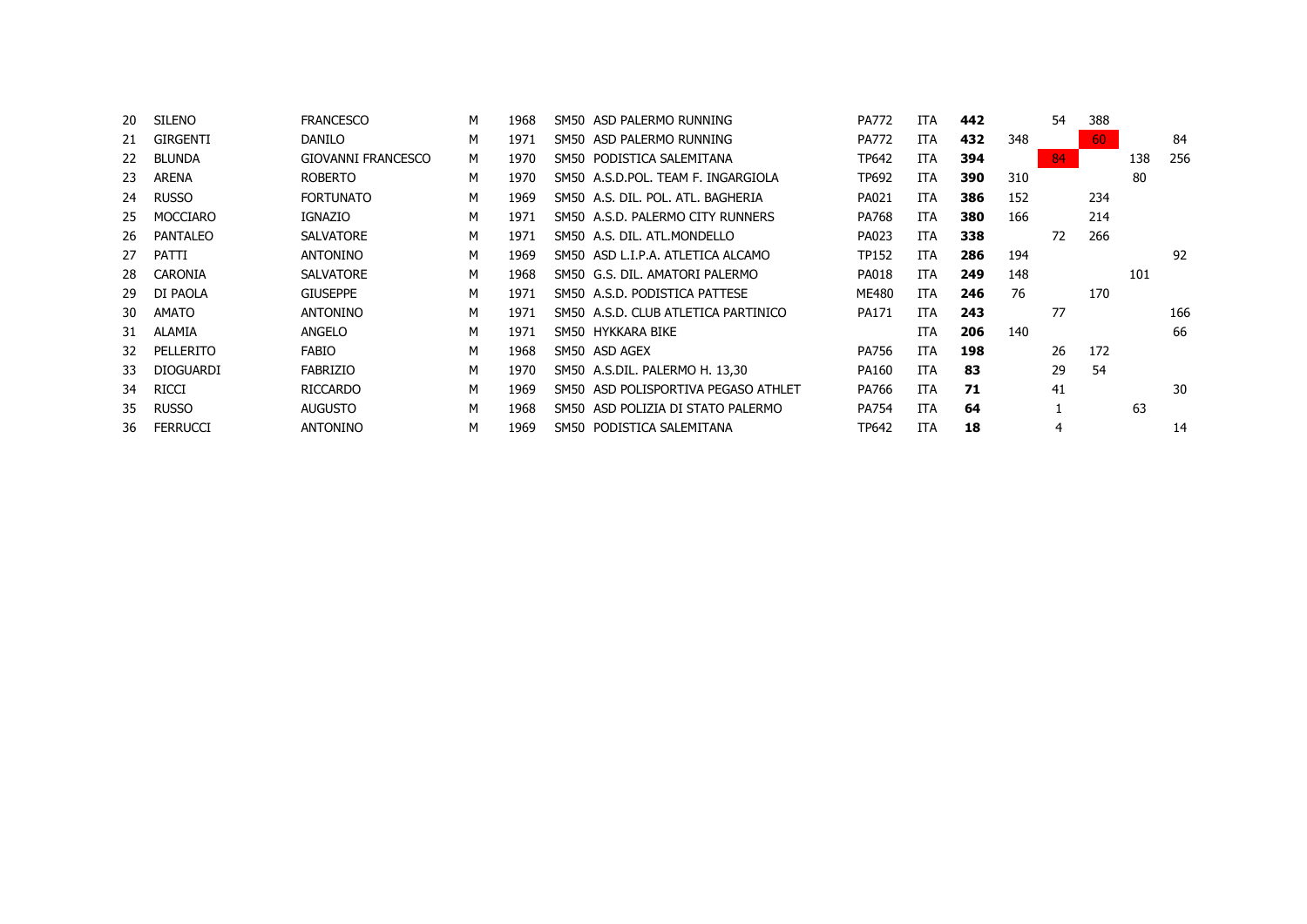| | | | | | | | | | | | | | | |
|---|---|---|---|---|---|---|---|---|---|---|---|---|---|---|
| 20 | SILENO | FRANCESCO | M | 1968 | SM50 | ASD PALERMO RUNNING | PA772 | ITA | **442** | | 54 | 388 | | |
| 21 | GIRGENTI | DANILO | M | 1971 | SM50 | ASD PALERMO RUNNING | PA772 | ITA | **432** | 348 | | 60 | | 84 |
| 22 | BLUNDA | GIOVANNI FRANCESCO | M | 1970 | SM50 | PODISTICA SALEMITANA | TP642 | ITA | **394** | | 84 | | 138 | 256 |
| 23 | ARENA | ROBERTO | M | 1970 | SM50 | A.S.D.POL. TEAM F. INGARGIOLA | TP692 | ITA | **390** | 310 | | | 80 | |
| 24 | RUSSO | FORTUNATO | M | 1969 | SM50 | A.S. DIL. POL. ATL. BAGHERIA | PA021 | ITA | **386** | 152 | | 234 | | |
| 25 | MOCCIARO | IGNAZIO | M | 1971 | SM50 | A.S.D. PALERMO CITY RUNNERS | PA768 | ITA | **380** | 166 | | 214 | | |
| 26 | PANTALEO | SALVATORE | M | 1971 | SM50 | A.S. DIL. ATL.MONDELLO | PA023 | ITA | **338** | | 72 | 266 | | |
| 27 | PATTI | ANTONINO | M | 1969 | SM50 | ASD L.I.P.A. ATLETICA ALCAMO | TP152 | ITA | **286** | 194 | | | | 92 |
| 28 | CARONIA | SALVATORE | M | 1968 | SM50 | G.S. DIL. AMATORI PALERMO | PA018 | ITA | **249** | 148 | | | 101 | |
| 29 | DI PAOLA | GIUSEPPE | M | 1971 | SM50 | A.S.D. PODISTICA PATTESE | ME480 | ITA | **246** | 76 | | 170 | | |
| 30 | AMATO | ANTONINO | M | 1971 | SM50 | A.S.D. CLUB ATLETICA PARTINICO | PA171 | ITA | **243** | | 77 | | | 166 |
| 31 | ALAMIA | ANGELO | M | 1971 | SM50 | HYKKARA BIKE | | ITA | **206** | 140 | | | | 66 |
| 32 | PELLERITO | FABIO | M | 1968 | SM50 | ASD AGEX | PA756 | ITA | **198** | | 26 | 172 | | |
| 33 | DIOGUARDI | FABRIZIO | M | 1970 | SM50 | A.S.DIL. PALERMO H. 13,30 | PA160 | ITA | **83** | | 29 | 54 | | |
| 34 | RICCI | RICCARDO | M | 1969 | SM50 | ASD POLISPORTIVA PEGASO ATHLET | PA766 | ITA | **71** | | 41 | | | 30 |
| 35 | RUSSO | AUGUSTO | M | 1968 | SM50 | ASD POLIZIA DI STATO PALERMO | PA754 | ITA | **64** | | 1 | | 63 | |
| 36 | FERRUCCI | ANTONINO | M | 1969 | SM50 | PODISTICA SALEMITANA | TP642 | ITA | **18** | | 4 | | | 14 |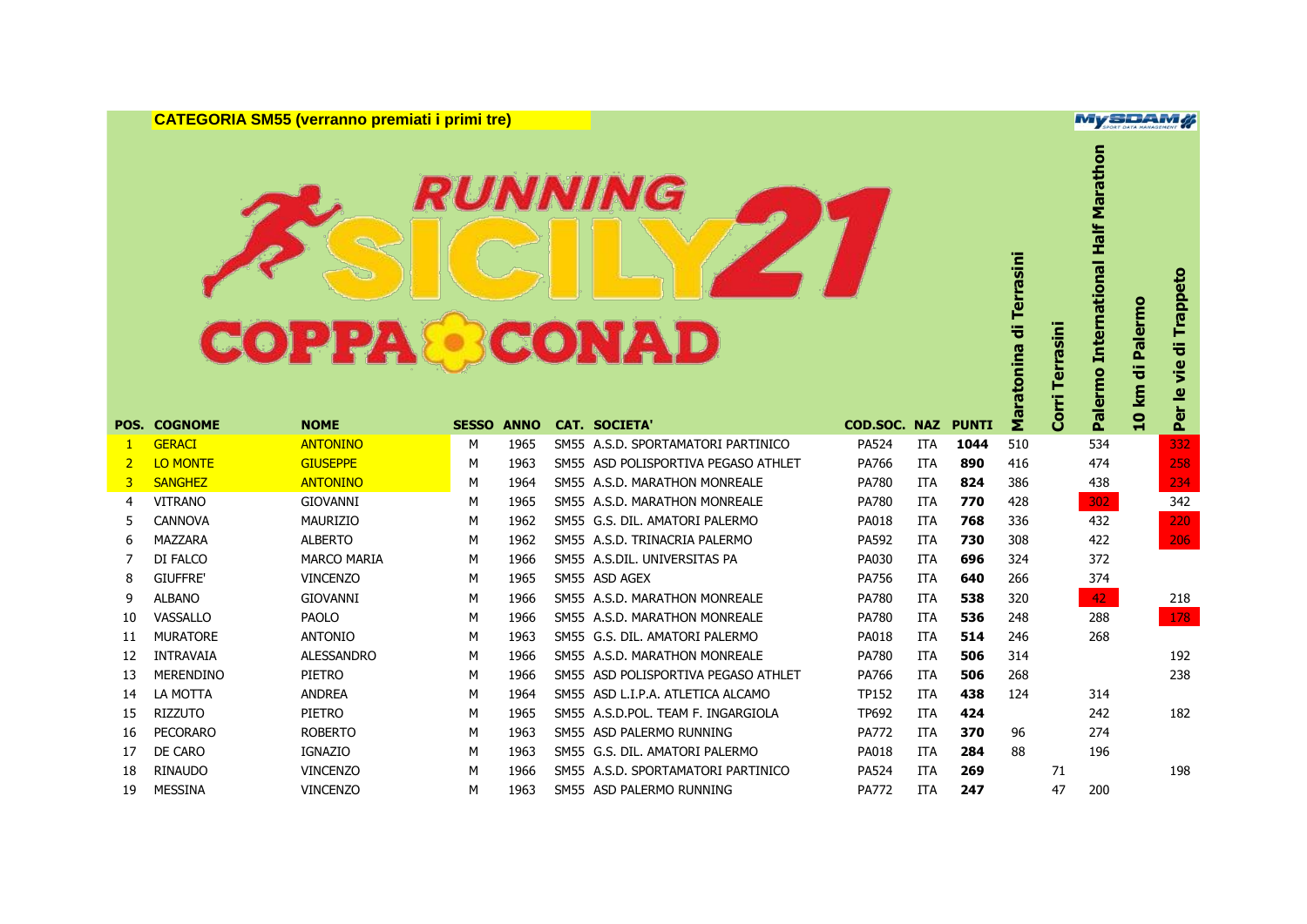**CATEGORIA SM55 (verranno premiati i primi tre)**

RUNNING SICILY21 COPPA CONAD

| POS. | COGNOME | NOME | SESSO | ANNO | CAT. | SOCIETA' | COD.SOC. | NAZ | PUNTI | Maratonina di Terrasini | Corri Terrasini | Palermo International Half Marathon | 10 km di Palermo | Per le vie di Trappeto |
|---|---|---|---|---|---|---|---|---|---|---|---|---|---|---|
| 1 | GERACI | ANTONINO | M | 1965 | SM55 | A.S.D. SPORTAMATORI PARTINICO | PA524 | ITA | **1044** | 510 | | 534 | | 332 |
| 2 | LO MONTE | GIUSEPPE | M | 1963 | SM55 | ASD POLISPORTIVA PEGASO ATHLET | PA766 | ITA | **890** | 416 | | 474 | | 258 |
| 3 | SANGHEZ | ANTONINO | M | 1964 | SM55 | A.S.D. MARATHON MONREALE | PA780 | ITA | **824** | 386 | | 438 | | 234 |
| 4 | VITRANO | GIOVANNI | M | 1965 | SM55 | A.S.D. MARATHON MONREALE | PA780 | ITA | **770** | 428 | | 302 | | 342 |
| 5 | CANNOVA | MAURIZIO | M | 1962 | SM55 | G.S. DIL. AMATORI PALERMO | PA018 | ITA | **768** | 336 | | 432 | | 220 |
| 6 | MAZZARA | ALBERTO | M | 1962 | SM55 | A.S.D. TRINACRIA PALERMO | PA592 | ITA | **730** | 308 | | 422 | | 206 |
| 7 | DI FALCO | MARCO MARIA | M | 1966 | SM55 | A.S.DIL. UNIVERSITAS PA | PA030 | ITA | **696** | 324 | | 372 | | |
| 8 | GIUFFRE' | VINCENZO | M | 1965 | SM55 | ASD AGEX | PA756 | ITA | **640** | 266 | | 374 | | |
| 9 | ALBANO | GIOVANNI | M | 1966 | SM55 | A.S.D. MARATHON MONREALE | PA780 | ITA | **538** | 320 | | 42 | | 218 |
| 10 | VASSALLO | PAOLO | M | 1966 | SM55 | A.S.D. MARATHON MONREALE | PA780 | ITA | **536** | 248 | | 288 | | 178 |
| 11 | MURATORE | ANTONIO | M | 1963 | SM55 | G.S. DIL. AMATORI PALERMO | PA018 | ITA | **514** | 246 | | 268 | | |
| 12 | INTRAVAIA | ALESSANDRO | M | 1966 | SM55 | A.S.D. MARATHON MONREALE | PA780 | ITA | **506** | 314 | | | | 192 |
| 13 | MERENDINO | PIETRO | M | 1966 | SM55 | ASD POLISPORTIVA PEGASO ATHLET | PA766 | ITA | **506** | 268 | | | | 238 |
| 14 | LA MOTTA | ANDREA | M | 1964 | SM55 | ASD L.I.P.A. ATLETICA ALCAMO | TP152 | ITA | **438** | 124 | | 314 | | |
| 15 | RIZZUTO | PIETRO | M | 1965 | SM55 | A.S.D.POL. TEAM F. INGARGIOLA | TP692 | ITA | **424** | | | 242 | | 182 |
| 16 | PECORARO | ROBERTO | M | 1963 | SM55 | ASD PALERMO RUNNING | PA772 | ITA | **370** | 96 | | 274 | | |
| 17 | DE CARO | IGNAZIO | M | 1963 | SM55 | G.S. DIL. AMATORI PALERMO | PA018 | ITA | **284** | 88 | | 196 | | |
| 18 | RINAUDO | VINCENZO | M | 1966 | SM55 | A.S.D. SPORTAMATORI PARTINICO | PA524 | ITA | **269** | | 71 | | | 198 |
| 19 | MESSINA | VINCENZO | M | 1963 | SM55 | ASD PALERMO RUNNING | PA772 | ITA | **247** | | 47 | 200 | | |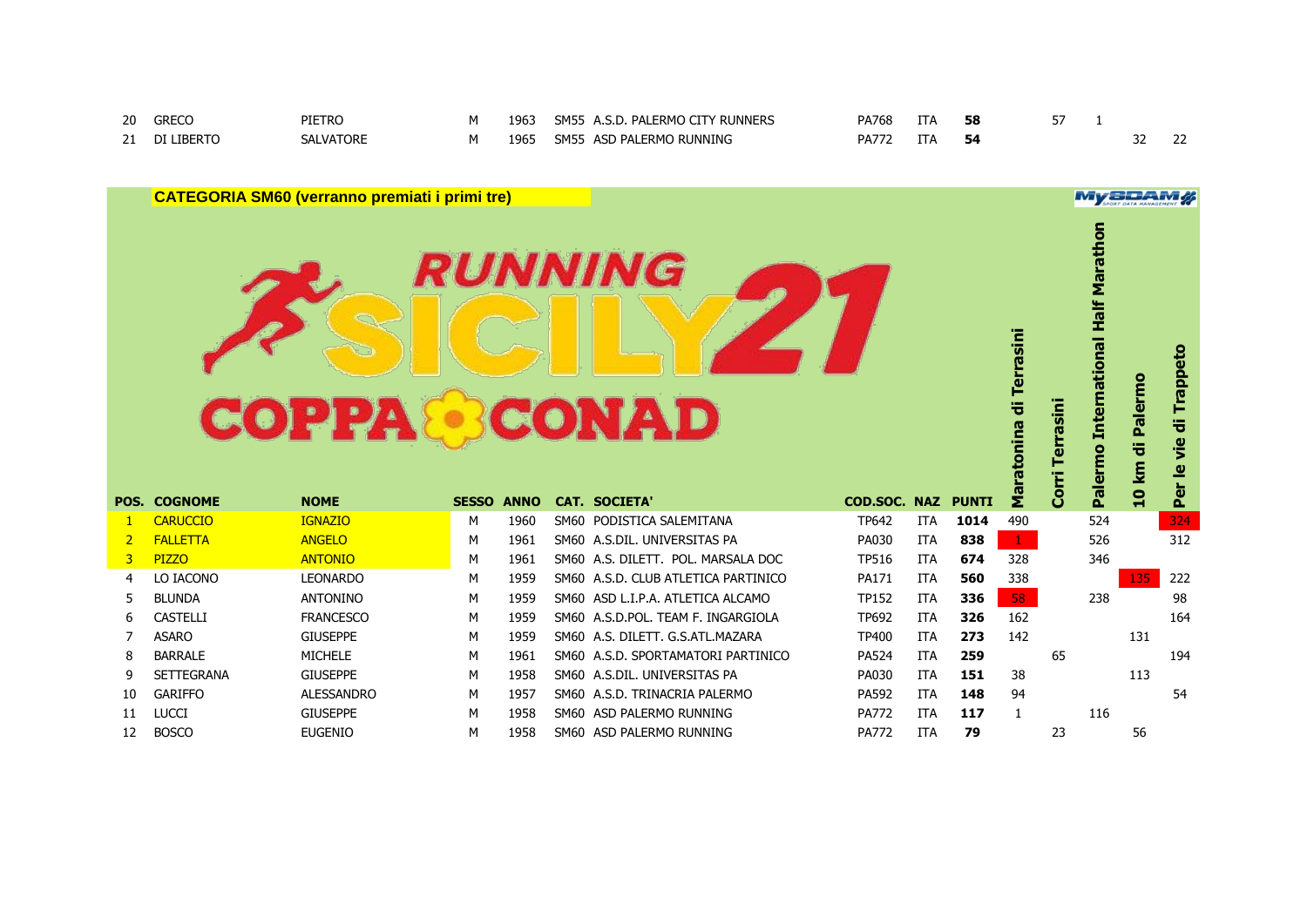| POS. | COGNOME | NOME | SESSO | ANNO | CAT. | SOCIETA' | COD.SOC. | NAZ | PUNTI | Maratonina di Terrasini | Corri Terrasini | Palermo International Half Marathon | 10 km di Palermo | Per le vie di Trappeto |
|---|---|---|---|---|---|---|---|---|---|---|---|---|---|---|
| 20 | GRECO | PIETRO | M | 1963 | SM55 | A.S.D. PALERMO CITY RUNNERS | PA768 | ITA | **58** | | 57 | 1 | | |
| 21 | DI LIBERTO | SALVATORE | M | 1965 | SM55 | ASD PALERMO RUNNING | PA772 | ITA | **54** | | | | 32 | 22 |

**CATEGORIA SM60 (verranno premiati i primi tre)**

RUNNING SICILY21 COPPA CONAD

| POS. | COGNOME | NOME | SESSO | ANNO | CAT. | SOCIETA' | COD.SOC. | NAZ | PUNTI | Maratonina di Terrasini | Corri Terrasini | Palermo International Half Marathon | 10 km di Palermo | Per le vie di Trappeto |
|---|---|---|---|---|---|---|---|---|---|---|---|---|---|---|
| 1 | CARUCCIO | IGNAZIO | M | 1960 | SM60 | PODISTICA SALEMITANA | TP642 | ITA | **1014** | 490 | | 524 | | 324 |
| 2 | FALLETTA | ANGELO | M | 1961 | SM60 | A.S.DIL. UNIVERSITAS PA | PA030 | ITA | **838** | 1 | | 526 | | 312 |
| 3 | PIZZO | ANTONIO | M | 1961 | SM60 | A.S. DILETT. POL. MARSALA DOC | TP516 | ITA | **674** | 328 | | 346 | | |
| 4 | LO IACONO | LEONARDO | M | 1959 | SM60 | A.S.D. CLUB ATLETICA PARTINICO | PA171 | ITA | **560** | 338 | | | 135 | 222 |
| 5 | BLUNDA | ANTONINO | M | 1959 | SM60 | ASD L.I.P.A. ATLETICA ALCAMO | TP152 | ITA | **336** | 58 | | 238 | | 98 |
| 6 | CASTELLI | FRANCESCO | M | 1959 | SM60 | A.S.D.POL. TEAM F. INGARGIOLA | TP692 | ITA | **326** | 162 | | | | 164 |
| 7 | ASARO | GIUSEPPE | M | 1959 | SM60 | A.S. DILETT. G.S.ATL.MAZARA | TP400 | ITA | **273** | 142 | | | 131 | |
| 8 | BARRALE | MICHELE | M | 1961 | SM60 | A.S.D. SPORTAMATORI PARTINICO | PA524 | ITA | **259** | | 65 | | | 194 |
| 9 | SETTEGRANA | GIUSEPPE | M | 1958 | SM60 | A.S.DIL. UNIVERSITAS PA | PA030 | ITA | **151** | 38 | | | 113 | |
| 10 | GARIFFO | ALESSANDRO | M | 1957 | SM60 | A.S.D. TRINACRIA PALERMO | PA592 | ITA | **148** | 94 | | | | 54 |
| 11 | LUCCI | GIUSEPPE | M | 1958 | SM60 | ASD PALERMO RUNNING | PA772 | ITA | **117** | 1 | | 116 | | |
| 12 | BOSCO | EUGENIO | M | 1958 | SM60 | ASD PALERMO RUNNING | PA772 | ITA | **79** | | 23 | | 56 | |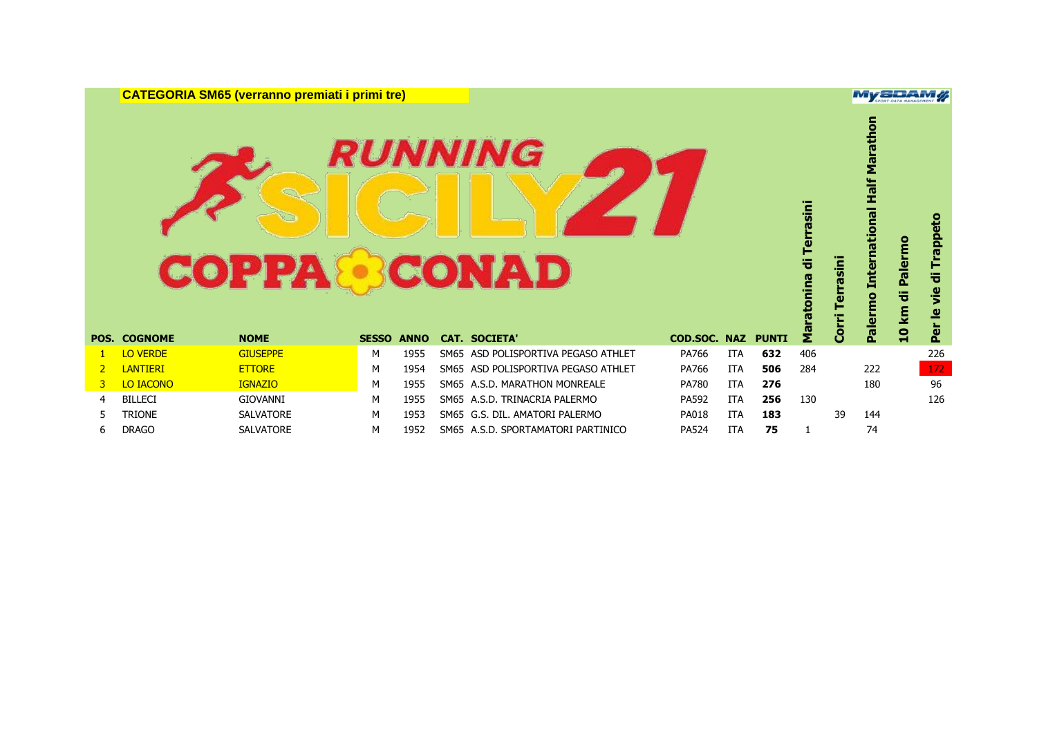**CATEGORIA SM65 (verranno premiati i primi tre)**

RUNNING SICILY 21

COPPA CONAD

| POS. | COGNOME | NOME | SESSO | ANNO | CAT. | SOCIETA' | COD.SOC. | NAZ | PUNTI | Maratonina di Terrasini | Corri Terrasini | Palermo International Half Marathon | 10 km di Palermo | Per le vie di Trappeto |
|---|---|---|---|---|---|---|---|---|---|---|---|---|---|---|
| 1 | LO VERDE | GIUSEPPE | M | 1955 | SM65 | ASD POLISPORTIVA PEGASO ATHLET | PA766 | ITA | **632** | 406 | | | | 226 |
| 2 | LANTIERI | ETTORE | M | 1954 | SM65 | ASD POLISPORTIVA PEGASO ATHLET | PA766 | ITA | **506** | 284 | | 222 | | 172 |
| 3 | LO IACONO | IGNAZIO | M | 1955 | SM65 | A.S.D. MARATHON MONREALE | PA780 | ITA | **276** | | | 180 | | 96 |
| 4 | BILLECI | GIOVANNI | M | 1955 | SM65 | A.S.D. TRINACRIA PALERMO | PA592 | ITA | **256** | 130 | | | | 126 |
| 5 | TRIONE | SALVATORE | M | 1953 | SM65 | G.S. DIL. AMATORI PALERMO | PA018 | ITA | **183** | | 39 | 144 | | |
| 6 | DRAGO | SALVATORE | M | 1952 | SM65 | A.S.D. SPORTAMATORI PARTINICO | PA524 | ITA | **75** | 1 | | 74 | | |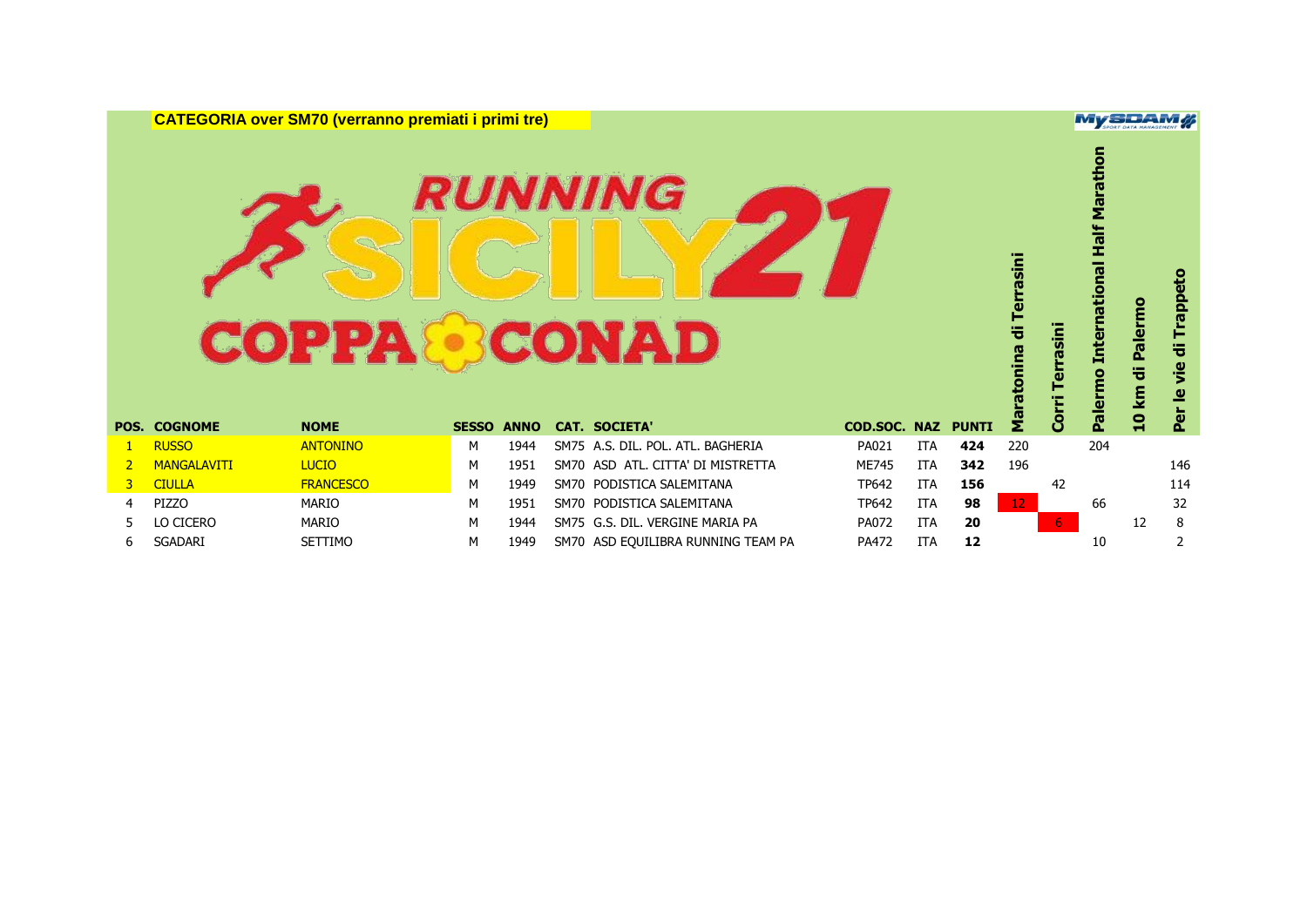**CATEGORIA over SM70 (verranno premiati i primi tre)**

RUNNING SICILY 21 COPPA CONAD

| POS. | COGNOME | NOME | SESSO | ANNO | CAT. | SOCIETA' | COD.SOC. | NAZ | PUNTI | Maratonina di Terrasini | Corri Terrasini | Palermo International Half Marathon | 10 km di Palermo | Per le vie di Trappeto |
|---|---|---|---|---|---|---|---|---|---|---|---|---|---|---|
| 1 | RUSSO | ANTONINO | M | 1944 | SM75 | A.S. DIL. POL. ATL. BAGHERIA | PA021 | ITA | **424** | 220 | | 204 | | |
| 2 | MANGALAVITI | LUCIO | M | 1951 | SM70 | ASD ATL. CITTA' DI MISTRETTA | ME745 | ITA | **342** | 196 | | | | 146 |
| 3 | CIULLA | FRANCESCO | M | 1949 | SM70 | PODISTICA SALEMITANA | TP642 | ITA | **156** | | 42 | | | 114 |
| 4 | PIZZO | MARIO | M | 1951 | SM70 | PODISTICA SALEMITANA | TP642 | ITA | **98** | 12 | | 66 | | 32 |
| 5 | LO CICERO | MARIO | M | 1944 | SM75 | G.S. DIL. VERGINE MARIA PA | PA072 | ITA | **20** | | 6 | | 12 | 8 |
| 6 | SGADARI | SETTIMO | M | 1949 | SM70 | ASD EQUILIBRA RUNNING TEAM PA | PA472 | ITA | **12** | | | 10 | | 2 |